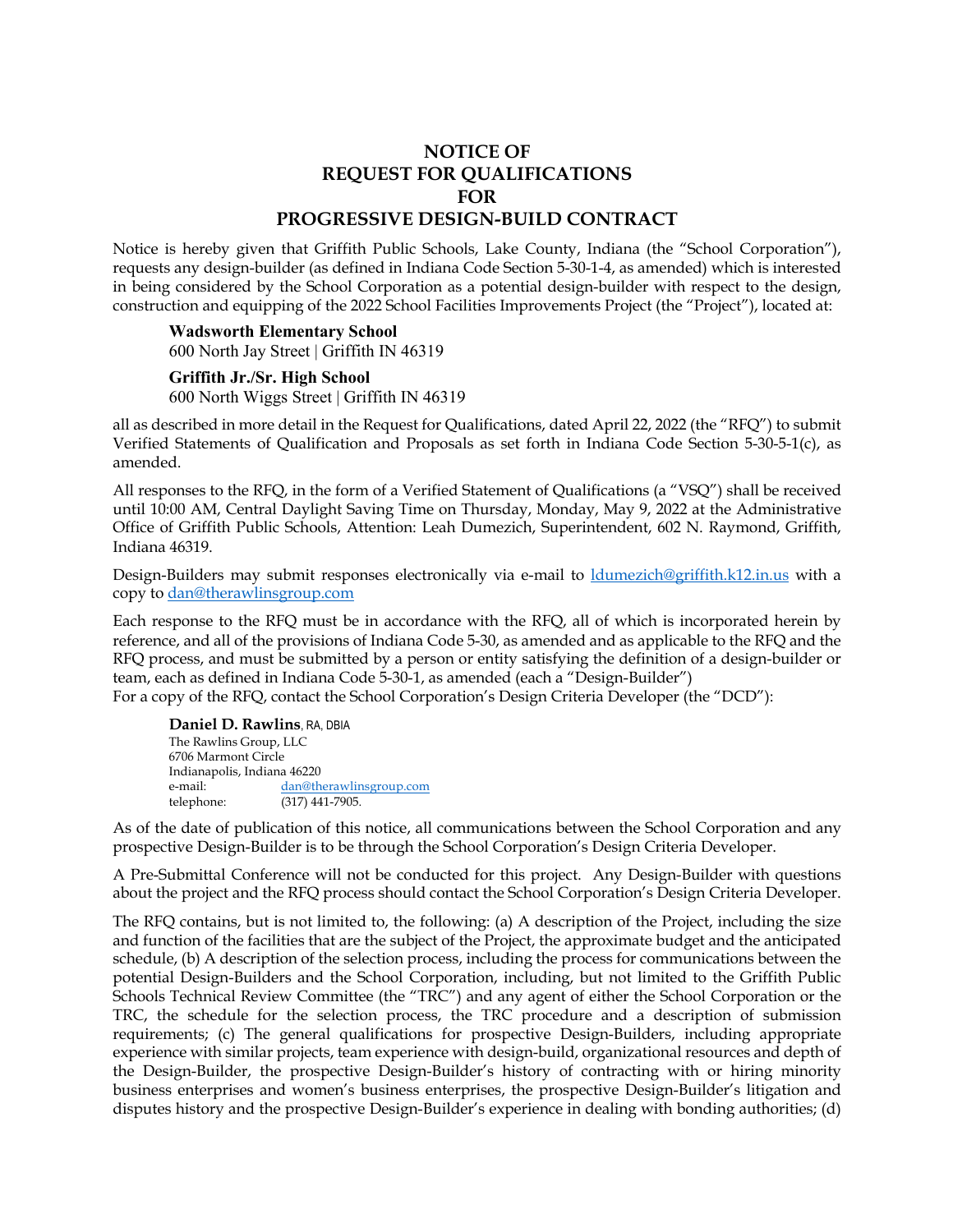# NOTICE OF REQUEST FOR QUALIFICATIONS FOR PROGRESSIVE DESIGN-BUILD CONTRACT

Notice is hereby given that Griffith Public Schools, Lake County, Indiana (the "School Corporation"), requests any design-builder (as defined in Indiana Code Section 5-30-1-4, as amended) which is interested in being considered by the School Corporation as a potential design-builder with respect to the design, construction and equipping of the 2022 School Facilities Improvements Project (the "Project"), located at:

> **Wadsworth Elementary School**
> 600 North Jay Street | Griffith IN 46319
>
> **Griffith Jr./Sr. High School**
> 600 North Wiggs Street | Griffith IN 46319

all as described in more detail in the Request for Qualifications, dated April 22, 2022 (the "RFQ") to submit Verified Statements of Qualification and Proposals as set forth in Indiana Code Section 5-30-5-1(c), as amended.

All responses to the RFQ, in the form of a Verified Statement of Qualifications (a "VSQ") shall be received until 10:00 AM, Central Daylight Saving Time on Thursday, Monday, May 9, 2022 at the Administrative Office of Griffith Public Schools, Attention: Leah Dumezich, Superintendent, 602 N. Raymond, Griffith, Indiana 46319.

Design-Builders may submit responses electronically via e-mail to ldumezich@griffith.k12.in.us with a copy to dan@therawlinsgroup.com

Each response to the RFQ must be in accordance with the RFQ, all of which is incorporated herein by reference, and all of the provisions of Indiana Code 5-30, as amended and as applicable to the RFQ and the RFQ process, and must be submitted by a person or entity satisfying the definition of a design-builder or team, each as defined in Indiana Code 5-30-1, as amended (each a "Design-Builder")
For a copy of the RFQ, contact the School Corporation's Design Criteria Developer (the "DCD"):

> **Daniel D. Rawlins**, RA, DBIA
> The Rawlins Group, LLC
> 6706 Marmont Circle
> Indianapolis, Indiana 46220
> e-mail: dan@therawlinsgroup.com
> telephone: (317) 441-7905.

As of the date of publication of this notice, all communications between the School Corporation and any prospective Design-Builder is to be through the School Corporation's Design Criteria Developer.

A Pre-Submittal Conference will not be conducted for this project. Any Design-Builder with questions about the project and the RFQ process should contact the School Corporation's Design Criteria Developer.

The RFQ contains, but is not limited to, the following: (a) A description of the Project, including the size and function of the facilities that are the subject of the Project, the approximate budget and the anticipated schedule, (b) A description of the selection process, including the process for communications between the potential Design-Builders and the School Corporation, including, but not limited to the Griffith Public Schools Technical Review Committee (the "TRC") and any agent of either the School Corporation or the TRC, the schedule for the selection process, the TRC procedure and a description of submission requirements; (c) The general qualifications for prospective Design-Builders, including appropriate experience with similar projects, team experience with design-build, organizational resources and depth of the Design-Builder, the prospective Design-Builder's history of contracting with or hiring minority business enterprises and women's business enterprises, the prospective Design-Builder's litigation and disputes history and the prospective Design-Builder's experience in dealing with bonding authorities; (d)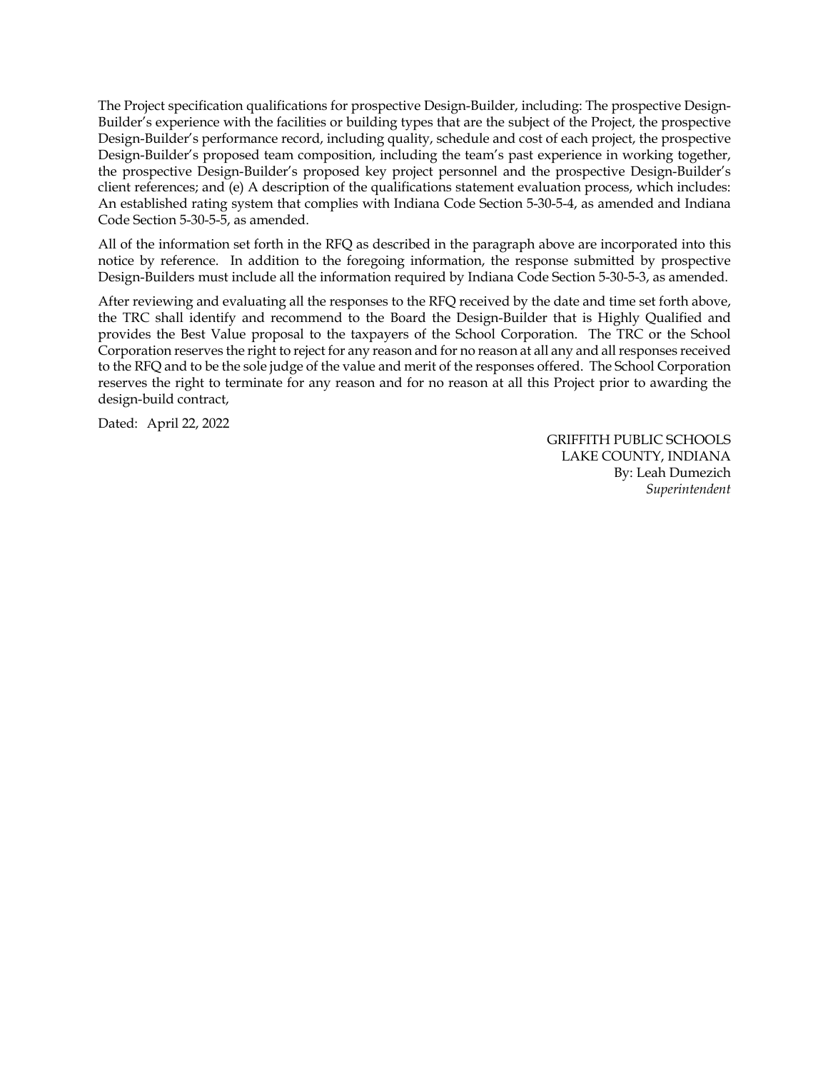The Project specification qualifications for prospective Design-Builder, including: The prospective Design-Builder's experience with the facilities or building types that are the subject of the Project, the prospective Design-Builder's performance record, including quality, schedule and cost of each project, the prospective Design-Builder's proposed team composition, including the team's past experience in working together, the prospective Design-Builder's proposed key project personnel and the prospective Design-Builder's client references; and (e) A description of the qualifications statement evaluation process, which includes: An established rating system that complies with Indiana Code Section 5-30-5-4, as amended and Indiana Code Section 5-30-5-5, as amended.

All of the information set forth in the RFQ as described in the paragraph above are incorporated into this notice by reference. In addition to the foregoing information, the response submitted by prospective Design-Builders must include all the information required by Indiana Code Section 5-30-5-3, as amended.

After reviewing and evaluating all the responses to the RFQ received by the date and time set forth above, the TRC shall identify and recommend to the Board the Design-Builder that is Highly Qualified and provides the Best Value proposal to the taxpayers of the School Corporation. The TRC or the School Corporation reserves the right to reject for any reason and for no reason at all any and all responses received to the RFQ and to be the sole judge of the value and merit of the responses offered. The School Corporation reserves the right to terminate for any reason and for no reason at all this Project prior to awarding the design-build contract,

Dated: April 22, 2022

GRIFFITH PUBLIC SCHOOLS
LAKE COUNTY, INDIANA
By: Leah Dumezich
*Superintendent*